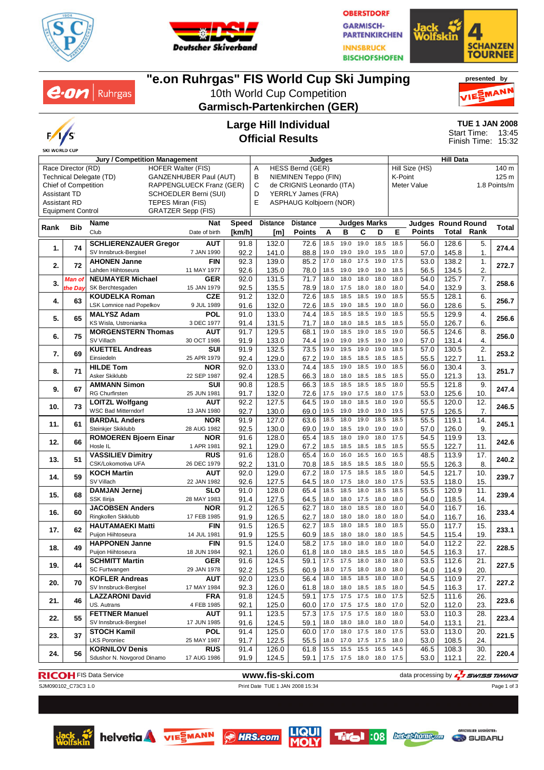# "e.on Ruhrgas" FIS World Cup Ski Jumping

10th World Cup Competition

**Garmisch-Partenkirchen (GER)**

presented by VIESSMANN

## Large Hill Individual
## Official Results

**TUE 1 JAN 2008**
Start Time: 13:45
Finish Time: 15:32

| Jury / Competition Management | | Judges | | Hill Data | |
|---|---|---|---|---|---|
| Race Director (RD) | HOFER Walter (FIS) | A | HESS Bernd (GER) | Hill Size (HS) | 140 m |
| Technical Delegate (TD) | GANZENHUBER Paul (AUT) | B | NIEMINEN Teppo (FIN) | K-Point | 125 m |
| Chief of Competition | RAPPENGLUECK Franz (GER) | C | de CRIGNIS Leonardo (ITA) | Meter Value | 1.8 Points/m |
| Assistant TD | SCHOEDLER Berni (SUI) | D | YERRLY James (FRA) | | |
| Assistant RD | TEPES Miran (FIS) | E | ASPHAUG Kolbjoern (NOR) | | |
| Equipment Control | GRATZER Sepp (FIS) | | | | |

| Rank | Bib | Name / Club | Nat / Date of birth | Speed [km/h] | Distance [m] | Distance Points | A | B | C | D | E | Judges Points | Round Total | Round Rank | Total |
|---|---|---|---|---|---|---|---|---|---|---|---|---|---|---|---|
| 1. | 74 | **SCHLIERENZAUER Gregor** | **AUT** | 91.8 | 132.0 | 72.6 | 18.5 | 19.0 | 19.0 | 18.5 | 18.5 | 56.0 | 128.6 | 5. | 274.4 |
| | | SV Innsbruck-Bergisel | 7 JAN 1990 | 92.2 | 141.0 | 88.8 | 19.0 | 19.0 | 19.0 | 19.5 | 18.0 | 57.0 | 145.8 | 1. | |
| 2. | 72 | **AHONEN Janne** | **FIN** | 92.3 | 139.0 | 85.2 | 17.0 | 18.0 | 17.5 | 19.0 | 17.5 | 53.0 | 138.2 | 1. | 272.7 |
| | | Lahden Hiihtoseura | 11 MAY 1977 | 92.6 | 135.0 | 78.0 | 18.5 | 19.0 | 19.0 | 19.0 | 18.5 | 56.5 | 134.5 | 2. | |
| 3. | *Man of the Day* | **NEUMAYER Michael** | **GER** | 92.0 | 131.5 | 71.7 | 18.0 | 18.0 | 18.0 | 18.0 | 18.0 | 54.0 | 125.7 | 7. | 258.6 |
| | | SK Berchtesgaden | 15 JAN 1979 | 92.5 | 135.5 | 78.9 | 18.0 | 17.5 | 18.0 | 18.0 | 18.0 | 54.0 | 132.9 | 3. | |
| 4. | 63 | **KOUDELKA Roman** | **CZE** | 91.2 | 132.0 | 72.6 | 18.5 | 18.5 | 18.5 | 19.0 | 18.5 | 55.5 | 128.1 | 6. | 256.7 |
| | | LSK Lomnice nad Popelkov | 9 JUL 1989 | 91.6 | 132.0 | 72.6 | 18.5 | 19.0 | 18.5 | 18.5 | 19.0 | 56.0 | 128.6 | 5. | |
| 5. | 65 | **MALYSZ Adam** | **POL** | 91.0 | 133.0 | 74.4 | 18.5 | 18.5 | 18.5 | 19.0 | 18.5 | 55.5 | 129.9 | 4. | 256.6 |
| | | KS Wisla, Ustronianka | 3 DEC 1977 | 91.4 | 131.5 | 71.7 | 18.0 | 18.0 | 18.5 | 18.5 | 18.5 | 55.0 | 126.7 | 6. | |
| 6. | 75 | **MORGENSTERN Thomas** | **AUT** | 91.7 | 129.5 | 68.1 | 19.0 | 18.5 | 19.0 | 18.5 | 19.0 | 56.5 | 124.6 | 8. | 256.0 |
| | | SV Villach | 30 OCT 1986 | 91.9 | 133.0 | 74.4 | 19.0 | 19.0 | 19.5 | 19.0 | 19.0 | 57.0 | 131.4 | 4. | |
| 7. | 69 | **KUETTEL Andreas** | **SUI** | 91.9 | 132.5 | 73.5 | 19.0 | 19.5 | 19.0 | 19.0 | 18.5 | 57.0 | 130.5 | 2. | 253.2 |
| | | Einsiedeln | 25 APR 1979 | 92.4 | 129.0 | 67.2 | 19.0 | 18.5 | 18.5 | 18.5 | 18.5 | 55.5 | 122.7 | 11. | |
| 8. | 71 | **HILDE Tom** | **NOR** | 92.0 | 133.0 | 74.4 | 18.5 | 19.0 | 18.5 | 19.0 | 18.5 | 56.0 | 130.4 | 3. | 251.7 |
| | | Asker Skiklubb | 22 SEP 1987 | 92.4 | 128.5 | 66.3 | 18.0 | 18.0 | 18.5 | 18.5 | 18.5 | 55.0 | 121.3 | 13. | |
| 9. | 67 | **AMMANN Simon** | **SUI** | 90.8 | 128.5 | 66.3 | 18.5 | 18.5 | 18.5 | 18.5 | 18.0 | 55.5 | 121.8 | 9. | 247.4 |
| | | RG Churfirsten | 25 JUN 1981 | 91.7 | 132.0 | 72.6 | 17.5 | 19.0 | 17.5 | 18.0 | 17.5 | 53.0 | 125.6 | 10. | |
| 10. | 73 | **LOITZL Wolfgang** | **AUT** | 92.2 | 127.5 | 64.5 | 19.0 | 18.0 | 18.5 | 18.0 | 19.0 | 55.5 | 120.0 | 12. | 246.5 |
| | | WSC Bad Mitterndorf | 13 JAN 1980 | 92.7 | 130.0 | 69.0 | 19.5 | 19.0 | 19.0 | 19.0 | 19.5 | 57.5 | 126.5 | 7. | |
| 11. | 61 | **BARDAL Anders** | **NOR** | 91.9 | 127.0 | 63.6 | 18.5 | 18.0 | 19.0 | 18.5 | 18.5 | 55.5 | 119.1 | 14. | 245.1 |
| | | Steinkjer Skiklubb | 28 AUG 1982 | 92.5 | 130.0 | 69.0 | 19.0 | 18.5 | 19.0 | 19.0 | 19.0 | 57.0 | 126.0 | 9. | |
| 12. | 66 | **ROMOEREN Bjoern Einar** | **NOR** | 91.6 | 128.0 | 65.4 | 18.5 | 18.0 | 19.0 | 18.0 | 17.5 | 54.5 | 119.9 | 13. | 242.6 |
| | | Hosle IL | 1 APR 1981 | 92.1 | 129.0 | 67.2 | 18.5 | 18.5 | 18.5 | 18.5 | 18.5 | 55.5 | 122.7 | 11. | |
| 13. | 51 | **VASSILIEV Dimitry** | **RUS** | 91.6 | 128.0 | 65.4 | 16.0 | 16.0 | 16.5 | 16.0 | 16.5 | 48.5 | 113.9 | 17. | 240.2 |
| | | CSK/Lokomotiva UFA | 26 DEC 1979 | 92.2 | 131.0 | 70.8 | 18.5 | 18.5 | 18.5 | 18.5 | 18.0 | 55.5 | 126.3 | 8. | |
| 14. | 59 | **KOCH Martin** | **AUT** | 92.0 | 129.0 | 67.2 | 18.0 | 17.5 | 18.5 | 18.5 | 18.0 | 54.5 | 121.7 | 10. | 239.7 |
| | | SV Villach | 22 JAN 1982 | 92.6 | 127.5 | 64.5 | 18.0 | 17.5 | 18.0 | 18.0 | 17.5 | 53.5 | 118.0 | 15. | |
| 15. | 68 | **DAMJAN Jernej** | **SLO** | 91.0 | 128.0 | 65.4 | 18.5 | 18.5 | 18.0 | 18.5 | 18.5 | 55.5 | 120.9 | 11. | 239.4 |
| | | SSK Ilirija | 28 MAY 1983 | 91.4 | 127.5 | 64.5 | 18.0 | 18.0 | 17.5 | 18.0 | 18.0 | 54.0 | 118.5 | 14. | |
| 16. | 60 | **JACOBSEN Anders** | **NOR** | 91.2 | 126.5 | 62.7 | 18.0 | 18.0 | 18.5 | 18.0 | 18.0 | 54.0 | 116.7 | 16. | 233.4 |
| | | Ringkollen Skiklubb | 17 FEB 1985 | 91.9 | 126.5 | 62.7 | 18.0 | 18.0 | 18.0 | 18.0 | 18.0 | 54.0 | 116.7 | 16. | |
| 17. | 62 | **HAUTAMAEKI Matti** | **FIN** | 91.5 | 126.5 | 62.7 | 18.5 | 18.0 | 18.5 | 18.0 | 18.5 | 55.0 | 117.7 | 15. | 233.1 |
| | | Puijon Hiihtoseura | 14 JUL 1981 | 91.9 | 125.5 | 60.9 | 18.5 | 18.0 | 18.5 | 18.0 | 18.0 | 54.5 | 115.4 | 19. | |
| 18. | 49 | **HAPPONEN Janne** | **FIN** | 91.5 | 124.0 | 58.2 | 17.5 | 18.0 | 18.0 | 18.0 | 18.0 | 54.0 | 112.2 | 22. | 228.5 |
| | | Puijon Hiihtoseura | 18 JUN 1984 | 92.1 | 126.0 | 61.8 | 18.0 | 18.0 | 18.5 | 18.5 | 18.0 | 54.5 | 116.3 | 17. | |
| 19. | 44 | **SCHMITT Martin** | **GER** | 91.6 | 124.5 | 59.1 | 17.5 | 17.5 | 18.0 | 18.0 | 18.0 | 53.5 | 112.6 | 21. | 227.5 |
| | | SC Furtwangen | 29 JAN 1978 | 92.2 | 125.5 | 60.9 | 18.0 | 17.5 | 18.0 | 18.0 | 18.0 | 54.0 | 114.9 | 20. | |
| 20. | 70 | **KOFLER Andreas** | **AUT** | 92.0 | 123.0 | 56.4 | 18.0 | 18.5 | 18.5 | 18.0 | 18.0 | 54.5 | 110.9 | 27. | 227.2 |
| | | SV Innsbruck-Bergisel | 17 MAY 1984 | 92.3 | 126.0 | 61.8 | 18.0 | 18.0 | 18.5 | 18.5 | 18.0 | 54.5 | 116.3 | 17. | |
| 21. | 46 | **LAZZARONI David** | **FRA** | 91.8 | 124.5 | 59.1 | 17.5 | 17.5 | 17.5 | 18.0 | 17.5 | 52.5 | 111.6 | 26. | 223.6 |
| | | US. Autrans | 4 FEB 1985 | 92.1 | 125.0 | 60.0 | 17.0 | 17.5 | 17.5 | 18.0 | 17.0 | 52.0 | 112.0 | 23. | |
| 22. | 55 | **FETTNER Manuel** | **AUT** | 91.1 | 123.5 | 57.3 | 17.5 | 17.5 | 17.5 | 18.0 | 18.0 | 53.0 | 110.3 | 28. | 223.4 |
| | | SV Innsbruck-Bergisel | 17 JUN 1985 | 91.6 | 124.5 | 59.1 | 18.0 | 18.0 | 18.0 | 18.0 | 18.0 | 54.0 | 113.1 | 21. | |
| 23. | 37 | **STOCH Kamil** | **POL** | 91.4 | 125.0 | 60.0 | 17.0 | 18.0 | 17.5 | 18.0 | 17.5 | 53.0 | 113.0 | 20. | 221.5 |
| | | LKS Poroniec | 25 MAY 1987 | 91.7 | 122.5 | 55.5 | 18.0 | 17.0 | 17.5 | 17.5 | 18.0 | 53.0 | 108.5 | 24. | |
| 24. | 56 | **KORNILOV Denis** | **RUS** | 91.4 | 126.0 | 61.8 | 15.5 | 15.5 | 15.5 | 16.5 | 14.5 | 46.5 | 108.3 | 30. | 220.4 |
| | | Sdushor N. Novgorod Dinamo | 17 AUG 1986 | 91.9 | 124.5 | 59.1 | 17.5 | 17.5 | 18.0 | 18.0 | 17.5 | 53.0 | 112.1 | 22. | |

RICOH FIS Data Service — www.fis-ski.com — data processing by SWISS TIMING

SJM090102_C73C3 1.0 — Print Date TUE 1 JAN 2008 15:34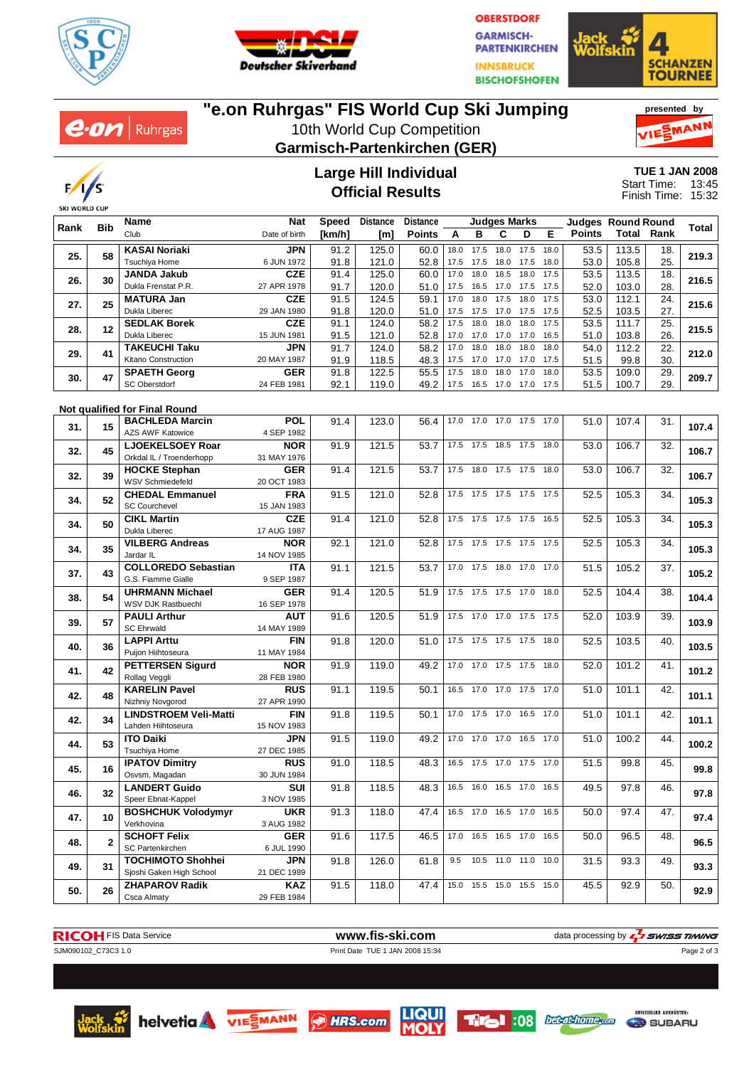# "e.on Ruhrgas" FIS World Cup Ski Jumping

10th World Cup Competition

**Garmisch-Partenkirchen (GER)**

presented by VIESSMANN

## Large Hill Individual
## Official Results

**TUE 1 JAN 2008**
Start Time: 13:45
Finish Time: 15:32

| Rank | Bib | Name / Club | Nat / Date of birth | Speed [km/h] | Distance [m] | Distance Points | A | B | C | D | E | Judges Points | Round Total | Round Rank | Total |
|---|---|---|---|---|---|---|---|---|---|---|---|---|---|---|---|
| 25. | 58 | **KASAI Noriaki** | **JPN** | 91.2 | 125.0 | 60.0 | 18.0 | 17.5 | 18.0 | 17.5 | 18.0 | 53.5 | 113.5 | 18. | **219.3** |
| | | Tsuchiya Home | 6 JUN 1972 | 91.8 | 121.0 | 52.8 | 17.5 | 17.5 | 18.0 | 17.5 | 18.0 | 53.0 | 105.8 | 25. | |
| 26. | 30 | **JANDA Jakub** | **CZE** | 91.4 | 125.0 | 60.0 | 17.0 | 18.0 | 18.5 | 18.0 | 17.5 | 53.5 | 113.5 | 18. | **216.5** |
| | | Dukla Frenstat P.R. | 27 APR 1978 | 91.7 | 120.0 | 51.0 | 17.5 | 16.5 | 17.0 | 17.5 | 17.5 | 52.0 | 103.0 | 28. | |
| 27. | 25 | **MATURA Jan** | **CZE** | 91.5 | 124.5 | 59.1 | 17.0 | 18.0 | 17.5 | 18.0 | 17.5 | 53.0 | 112.1 | 24. | **215.6** |
| | | Dukla Liberec | 29 JAN 1980 | 91.8 | 120.0 | 51.0 | 17.5 | 17.5 | 17.0 | 17.5 | 17.5 | 52.5 | 103.5 | 27. | |
| 28. | 12 | **SEDLAK Borek** | **CZE** | 91.1 | 124.0 | 58.2 | 17.5 | 18.0 | 18.0 | 18.0 | 17.5 | 53.5 | 111.7 | 25. | **215.5** |
| | | Dukla Liberec | 15 JUN 1981 | 91.5 | 121.0 | 52.8 | 17.0 | 17.0 | 17.0 | 17.0 | 16.5 | 51.0 | 103.8 | 26. | |
| 29. | 41 | **TAKEUCHI Taku** | **JPN** | 91.7 | 124.0 | 58.2 | 17.0 | 18.0 | 18.0 | 18.0 | 18.0 | 54.0 | 112.2 | 22. | **212.0** |
| | | Kitano Construction | 20 MAY 1987 | 91.9 | 118.5 | 48.3 | 17.5 | 17.0 | 17.0 | 17.0 | 17.5 | 51.5 | 99.8 | 30. | |
| 30. | 47 | **SPAETH Georg** | **GER** | 91.8 | 122.5 | 55.5 | 17.5 | 18.0 | 18.0 | 17.0 | 18.0 | 53.5 | 109.0 | 29. | **209.7** |
| | | SC Oberstdorf | 24 FEB 1981 | 92.1 | 119.0 | 49.2 | 17.5 | 16.5 | 17.0 | 17.0 | 17.5 | 51.5 | 100.7 | 29. | |

### Not qualified for Final Round

| Rank | Bib | Name / Club | Nat / Date of birth | Speed [km/h] | Distance [m] | Distance Points | A | B | C | D | E | Judges Points | Round Total | Round Rank | Total |
|---|---|---|---|---|---|---|---|---|---|---|---|---|---|---|---|
| 31. | 15 | **BACHLEDA Marcin** / AZS AWF Katowice | **POL** / 4 SEP 1982 | 91.4 | 123.0 | 56.4 | 17.0 | 17.0 | 17.0 | 17.5 | 17.0 | 51.0 | 107.4 | 31. | **107.4** |
| 32. | 45 | **LJOEKELSOEY Roar** / Orkdal IL / Troenderhopp | **NOR** / 31 MAY 1976 | 91.9 | 121.5 | 53.7 | 17.5 | 17.5 | 18.5 | 17.5 | 18.0 | 53.0 | 106.7 | 32. | **106.7** |
| 32. | 39 | **HOCKE Stephan** / WSV Schmiedefeld | **GER** / 20 OCT 1983 | 91.4 | 121.5 | 53.7 | 17.5 | 18.0 | 17.5 | 17.5 | 18.0 | 53.0 | 106.7 | 32. | **106.7** |
| 34. | 52 | **CHEDAL Emmanuel** / SC Courchevel | **FRA** / 15 JAN 1983 | 91.5 | 121.0 | 52.8 | 17.5 | 17.5 | 17.5 | 17.5 | 17.5 | 52.5 | 105.3 | 34. | **105.3** |
| 34. | 50 | **CIKL Martin** / Dukla Liberec | **CZE** / 17 AUG 1987 | 91.4 | 121.0 | 52.8 | 17.5 | 17.5 | 17.5 | 17.5 | 16.5 | 52.5 | 105.3 | 34. | **105.3** |
| 34. | 35 | **VILBERG Andreas** / Jardar IL | **NOR** / 14 NOV 1985 | 92.1 | 121.0 | 52.8 | 17.5 | 17.5 | 17.5 | 17.5 | 17.5 | 52.5 | 105.3 | 34. | **105.3** |
| 37. | 43 | **COLLOREDO Sebastian** / G.S. Fiamme Gialle | **ITA** / 9 SEP 1987 | 91.1 | 121.5 | 53.7 | 17.0 | 17.5 | 18.0 | 17.0 | 17.0 | 51.5 | 105.2 | 37. | **105.2** |
| 38. | 54 | **UHRMANN Michael** / WSV DJK Rastbuechl | **GER** / 16 SEP 1978 | 91.4 | 120.5 | 51.9 | 17.5 | 17.5 | 17.5 | 17.0 | 18.0 | 52.5 | 104.4 | 38. | **104.4** |
| 39. | 57 | **PAULI Arthur** / SC Ehrwald | **AUT** / 14 MAY 1989 | 91.6 | 120.5 | 51.9 | 17.5 | 17.0 | 17.0 | 17.5 | 17.5 | 52.0 | 103.9 | 39. | **103.9** |
| 40. | 36 | **LAPPI Arttu** / Puijon Hiihtoseura | **FIN** / 11 MAY 1984 | 91.8 | 120.0 | 51.0 | 17.5 | 17.5 | 17.5 | 17.5 | 18.0 | 52.5 | 103.5 | 40. | **103.5** |
| 41. | 42 | **PETTERSEN Sigurd** / Rollag Veggli | **NOR** / 28 FEB 1980 | 91.9 | 119.0 | 49.2 | 17.0 | 17.0 | 17.5 | 17.5 | 18.0 | 52.0 | 101.2 | 41. | **101.2** |
| 42. | 48 | **KARELIN Pavel** / Nizhniy Novgorod | **RUS** / 27 APR 1990 | 91.1 | 119.5 | 50.1 | 16.5 | 17.0 | 17.0 | 17.5 | 17.0 | 51.0 | 101.1 | 42. | **101.1** |
| 42. | 34 | **LINDSTROEM Veli-Matti** / Lahden Hiihtoseura | **FIN** / 15 NOV 1983 | 91.8 | 119.5 | 50.1 | 17.0 | 17.5 | 17.0 | 16.5 | 17.0 | 51.0 | 101.1 | 42. | **101.1** |
| 44. | 53 | **ITO Daiki** / Tsuchiya Home | **JPN** / 27 DEC 1985 | 91.5 | 119.0 | 49.2 | 17.0 | 17.0 | 17.0 | 16.5 | 17.0 | 51.0 | 100.2 | 44. | **100.2** |
| 45. | 16 | **IPATOV Dimitry** / Osvsm, Magadan | **RUS** / 30 JUN 1984 | 91.0 | 118.5 | 48.3 | 16.5 | 17.5 | 17.0 | 17.5 | 17.0 | 51.5 | 99.8 | 45. | **99.8** |
| 46. | 32 | **LANDERT Guido** / Speer Ebnat-Kappel | **SUI** / 3 NOV 1985 | 91.8 | 118.5 | 48.3 | 16.5 | 16.0 | 16.5 | 17.0 | 16.5 | 49.5 | 97.8 | 46. | **97.8** |
| 47. | 10 | **BOSHCHUK Volodymyr** / Verkhovina | **UKR** / 3 AUG 1982 | 91.3 | 118.0 | 47.4 | 16.5 | 17.0 | 16.5 | 17.0 | 16.5 | 50.0 | 97.4 | 47. | **97.4** |
| 48. | 2 | **SCHOFT Felix** / SC Partenkirchen | **GER** / 6 JUL 1990 | 91.6 | 117.5 | 46.5 | 17.0 | 16.5 | 16.5 | 17.0 | 16.5 | 50.0 | 96.5 | 48. | **96.5** |
| 49. | 31 | **TOCHIMOTO Shohhei** / Sjoshi Gaken High School | **JPN** / 21 DEC 1989 | 91.8 | 126.0 | 61.8 | 9.5 | 10.5 | 11.0 | 11.0 | 10.0 | 31.5 | 93.3 | 49. | **93.3** |
| 50. | 26 | **ZHAPAROV Radik** / Csca Almaty | **KAZ** / 29 FEB 1984 | 91.5 | 118.0 | 47.4 | 15.0 | 15.5 | 15.0 | 15.5 | 15.0 | 45.5 | 92.9 | 50. | **92.9** |

RICOH FIS Data Service | www.fis-ski.com | data processing by SWISS TIMING

SJM090102_C73C3 1.0 | Print Date TUE 1 JAN 2008 15:34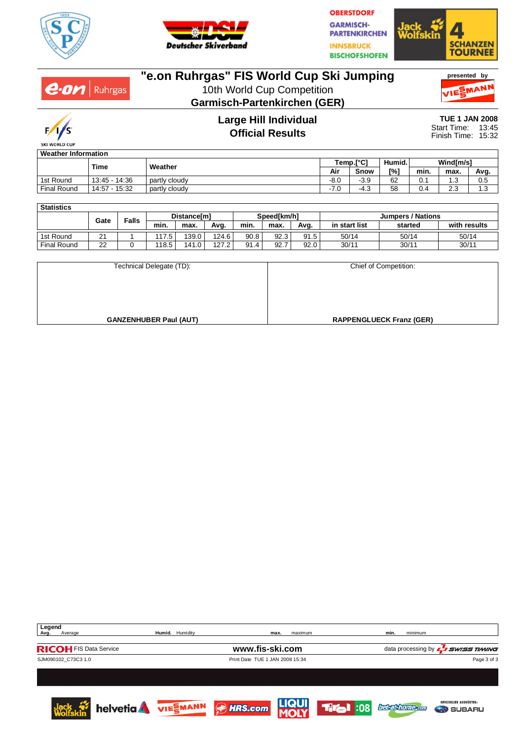# "e.on Ruhrgas" FIS World Cup Ski Jumping

10th World Cup Competition

**Garmisch-Partenkirchen (GER)**

presented by VIESSMANN

## Large Hill Individual
## Official Results

**TUE 1 JAN 2008**
Start Time: 13:45
Finish Time: 15:32

**Weather Information**

| | Time | Weather | Temp.[°C] | | Humid. | Wind[m/s] | | |
|---|---|---|---|---|---|---|---|---|
| | | | Air | Snow | [%] | min. | max. | Avg. |
| 1st Round | 13:45 - 14:36 | partly cloudy | -8.0 | -3.9 | 62 | 0.1 | 1.3 | 0.5 |
| Final Round | 14:57 - 15:32 | partly cloudy | -7.0 | -4.3 | 58 | 0.4 | 2.3 | 1.3 |

**Statistics**

| | Gate | Falls | Distance[m] | | | Speed[km/h] | | | Jumpers / Nations | | |
|---|---|---|---|---|---|---|---|---|---|---|---|
| | | | min. | max. | Avg. | min. | max. | Avg. | in start list | started | with results |
| 1st Round | 21 | 1 | 117.5 | 139.0 | 124.6 | 90.8 | 92.3 | 91.5 | 50/14 | 50/14 | 50/14 |
| Final Round | 22 | 0 | 118.5 | 141.0 | 127.2 | 91.4 | 92.7 | 92.0 | 30/11 | 30/11 | 30/11 |

| Technical Delegate (TD): | Chief of Competition: |
|---|---|
| **GANZENHUBER Paul (AUT)** | **RAPPENGLUECK Franz (GER)** |

**Legend**
**Avg.** Average **Humid.** Humidity **max.** maximum **min.** minimum